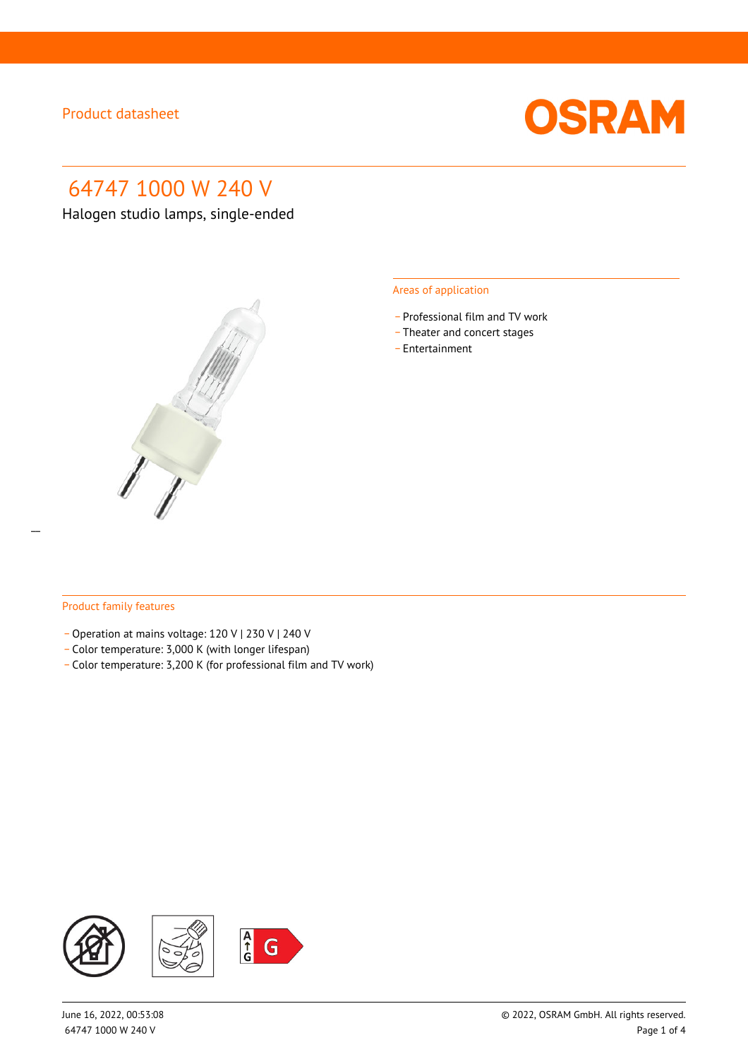Product datasheet

# 64747 1000 W 240 V

Halogen studio lamps, single-ended

## Areas of application

- Professional film and TV work
- Theater and concert stages
- Entertainment

## Product family features

- Operation at mains voltage: 120 V | 230 V | 240 V
- Color temperature: 3,000 K (with longer lifespan)
- Color temperature: 3,200 K (for professional film and TV work)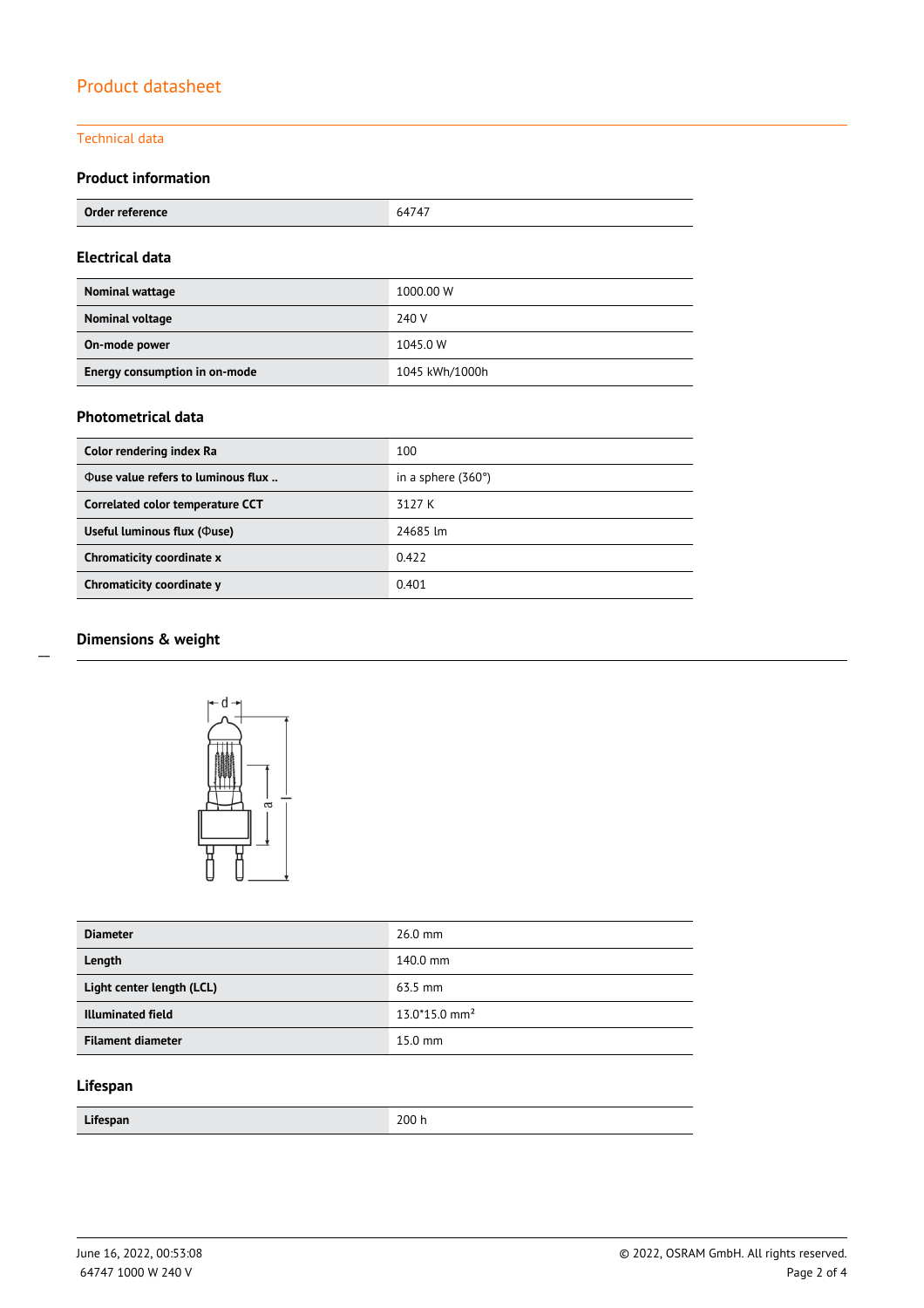# Product datasheet

## Technical data

### Product information

| Order reference | 64747 |
|---|---|

### Electrical data

| Nominal wattage | 1000.00 W |
|---|---|
| Nominal voltage | 240 V |
| On-mode power | 1045.0 W |
| Energy consumption in on-mode | 1045 kWh/1000h |

### Photometrical data

| Color rendering index Ra | 100 |
|---|---|
| Φuse value refers to luminous flux .. | in a sphere (360°) |
| Correlated color temperature CCT | 3127 K |
| Useful luminous flux (Φuse) | 24685 lm |
| Chromaticity coordinate x | 0.422 |
| Chromaticity coordinate y | 0.401 |

### Dimensions & weight

| Diameter | 26.0 mm |
|---|---|
| Length | 140.0 mm |
| Light center length (LCL) | 63.5 mm |
| Illuminated field | 13.0*15.0 $mm^2$ |
| Filament diameter | 15.0 mm |

### Lifespan

| Lifespan | 200 h |
|---|---|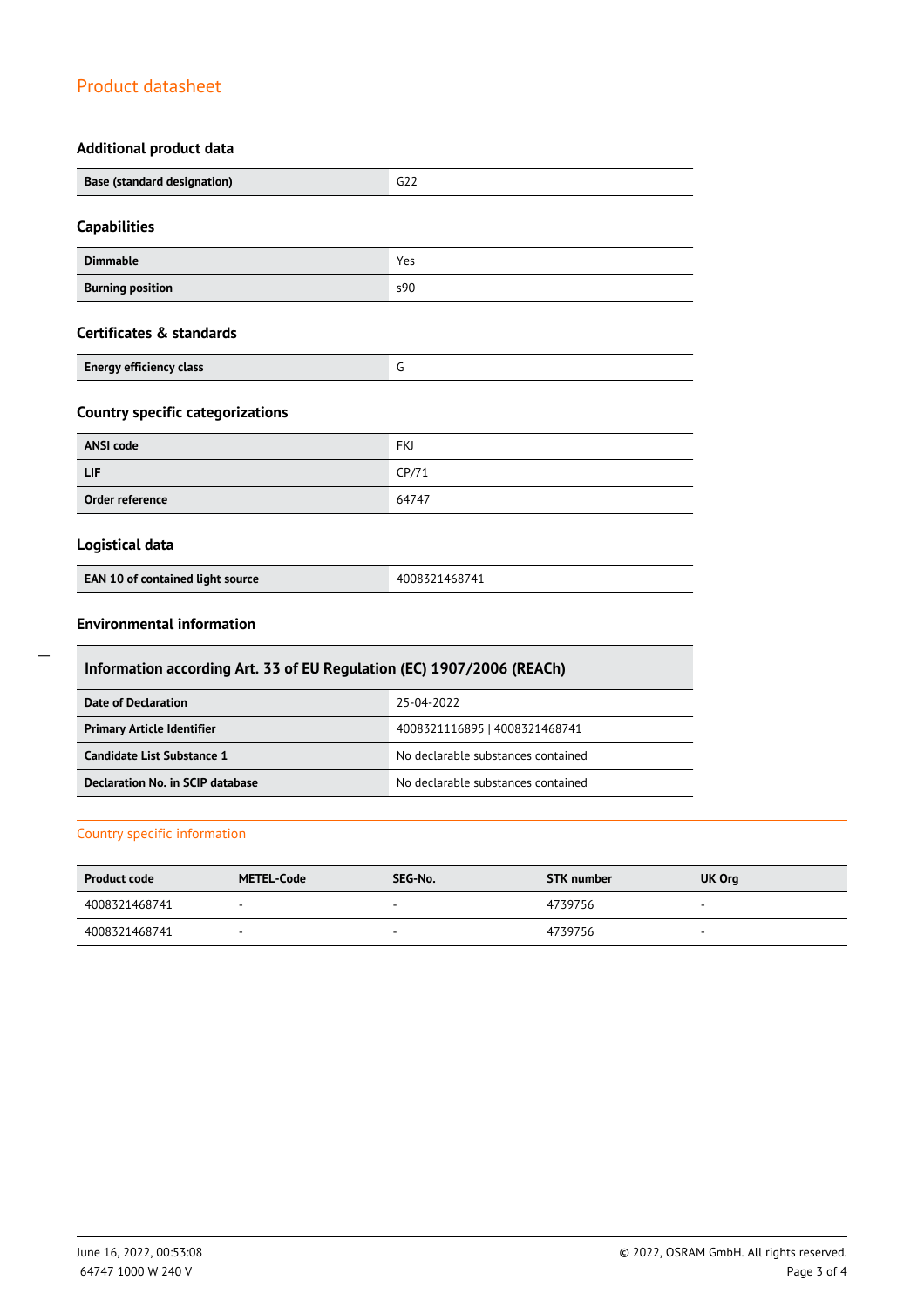## Product datasheet

### Additional product data

| Base (standard designation) | G22 |
|---|---|

### Capabilities

| Dimmable | Yes |
|---|---|
| Burning position | s90 |

### Certificates & standards

| Energy efficiency class | G |
|---|---|

### Country specific categorizations

| ANSI code | FKJ |
|---|---|
| LIF | CP/71 |
| Order reference | 64747 |

### Logistical data

| EAN 10 of contained light source | 4008321468741 |
|---|---|

### Environmental information

| Information according Art. 33 of EU Regulation (EC) 1907/2006 (REACh) | |
|---|---|
| Date of Declaration | 25-04-2022 |
| Primary Article Identifier | 4008321116895 \| 4008321468741 |
| Candidate List Substance 1 | No declarable substances contained |
| Declaration No. in SCIP database | No declarable substances contained |

## Country specific information

| Product code | METEL-Code | SEG-No. | STK number | UK Org |
|---|---|---|---|---|
| 4008321468741 | - | - | 4739756 | - |
| 4008321468741 | - | - | 4739756 | - |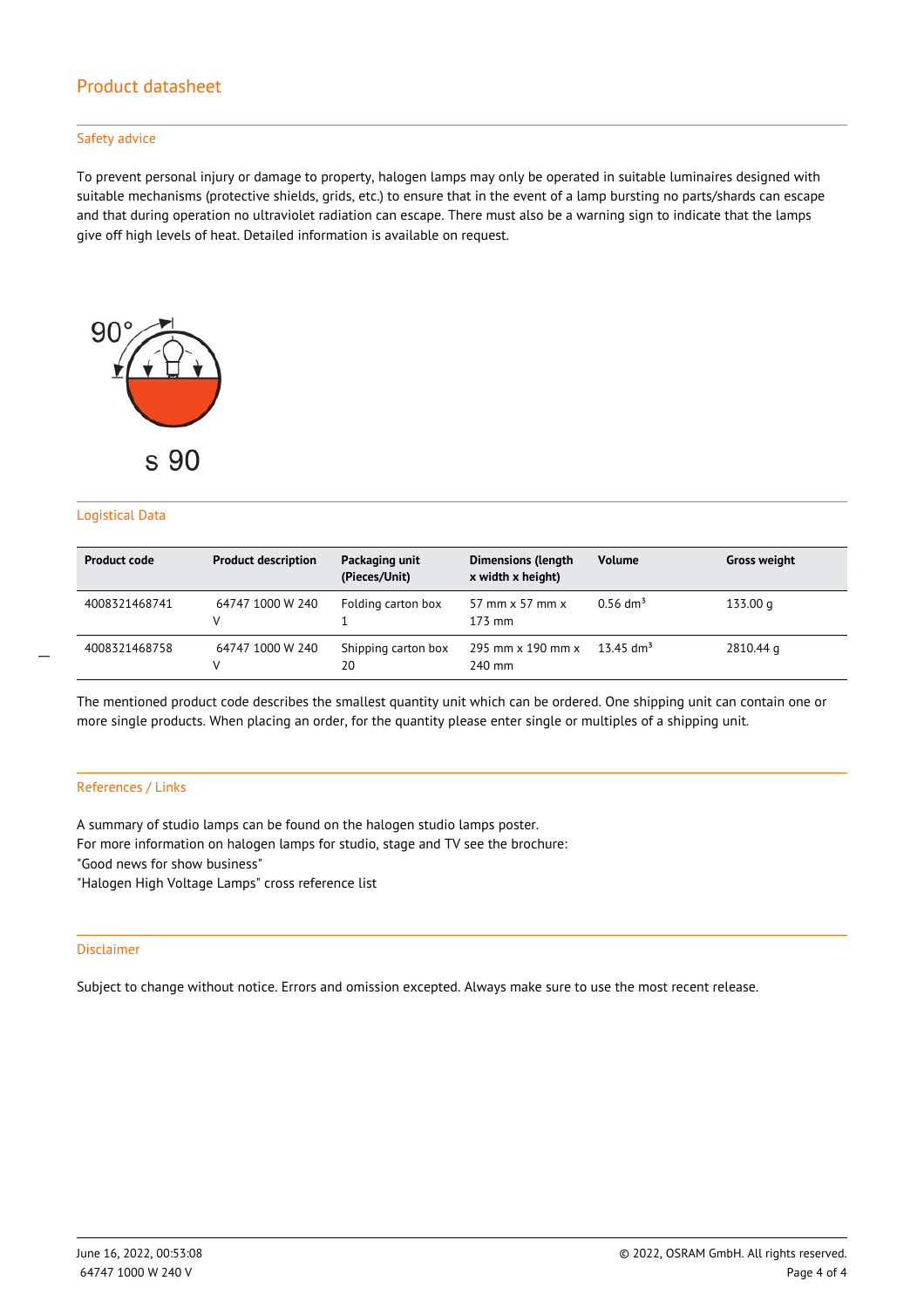## Product datasheet

### Safety advice

To prevent personal injury or damage to property, halogen lamps may only be operated in suitable luminaires designed with suitable mechanisms (protective shields, grids, etc.) to ensure that in the event of a lamp bursting no parts/shards can escape and that during operation no ultraviolet radiation can escape. There must also be a warning sign to indicate that the lamps give off high levels of heat. Detailed information is available on request.

90°

s 90

### Logistical Data

| Product code | Product description | Packaging unit (Pieces/Unit) | Dimensions (length x width x height) | Volume | Gross weight |
|---|---|---|---|---|---|
| 4008321468741 | 64747 1000 W 240 V | Folding carton box 1 | 57 mm x 57 mm x 173 mm | 0.56 $dm^3$ | 133.00 g |
| 4008321468758 | 64747 1000 W 240 V | Shipping carton box 20 | 295 mm x 190 mm x 240 mm | 13.45 $dm^3$ | 2810.44 g |

The mentioned product code describes the smallest quantity unit which can be ordered. One shipping unit can contain one or more single products. When placing an order, for the quantity please enter single or multiples of a shipping unit.

### References / Links

A summary of studio lamps can be found on the halogen studio lamps poster.
For more information on halogen lamps for studio, stage and TV see the brochure:
"Good news for show business"
"Halogen High Voltage Lamps" cross reference list

### Disclaimer

Subject to change without notice. Errors and omission excepted. Always make sure to use the most recent release.